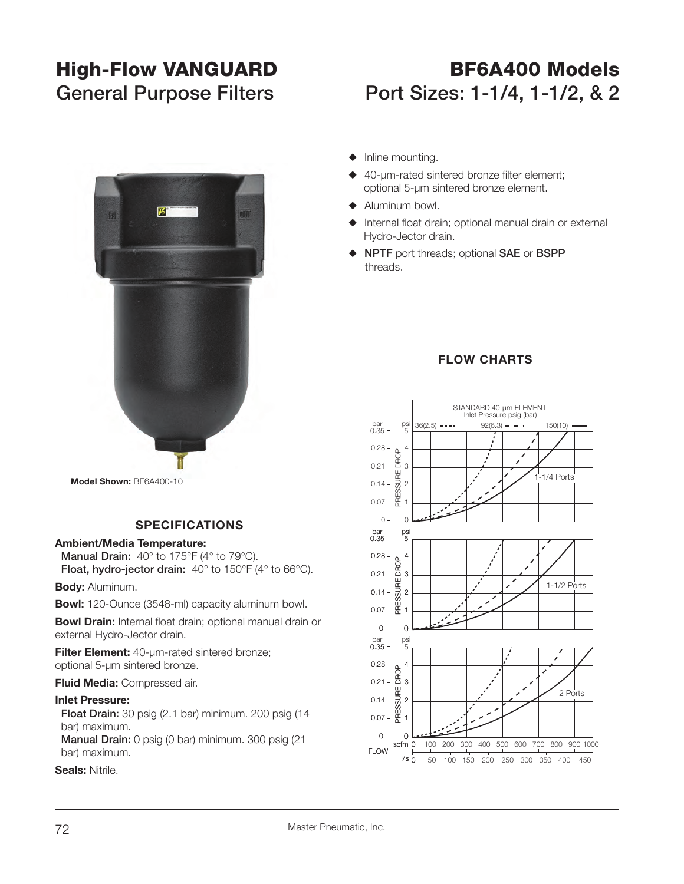# High-Flow VANGUARD
## General Purpose Filters

# BF6A400 Models
## Port Sizes: 1-1/4, 1-1/2, & 2

- Inline mounting.
- 40-µm-rated sintered bronze filter element; optional 5-µm sintered bronze element.
- Aluminum bowl.
- Internal float drain; optional manual drain or external Hydro-Jector drain.
- **NPTF** port threads; optional **SAE** or **BSPP** threads.

**Model Shown:** BF6A400-10

### SPECIFICATIONS

**Ambient/Media Temperature:**
**Manual Drain:** 40° to 175°F (4° to 79°C).
**Float, hydro-jector drain:** 40° to 150°F (4° to 66°C).

**Body:** Aluminum.

**Bowl:** 120-Ounce (3548-ml) capacity aluminum bowl.

**Bowl Drain:** Internal float drain; optional manual drain or external Hydro-Jector drain.

**Filter Element:** 40-µm-rated sintered bronze; optional 5-µm sintered bronze.

**Fluid Media:** Compressed air.

**Inlet Pressure:**
**Float Drain:** 30 psig (2.1 bar) minimum. 200 psig (14 bar) maximum.
**Manual Drain:** 0 psig (0 bar) minimum. 300 psig (21 bar) maximum.

**Seals:** Nitrile.

### FLOW CHARTS

STANDARD 40-µm ELEMENT
Inlet Pressure psig (bar)
36(2.5) 92(6.3) 150(10)

PRESSURE DROP psi (bar): 0, 1 (0.07), 2 (0.14), 3 (0.21), 4 (0.28), 5 (0.35)

1-1/4 Ports

1-1/2 Ports

2 Ports

FLOW scfm: 0, 100, 200, 300, 400, 500, 600, 700, 800, 900, 1000
l/s: 0, 50, 100, 150, 200, 250, 300, 350, 400, 450

Master Pneumatic, Inc.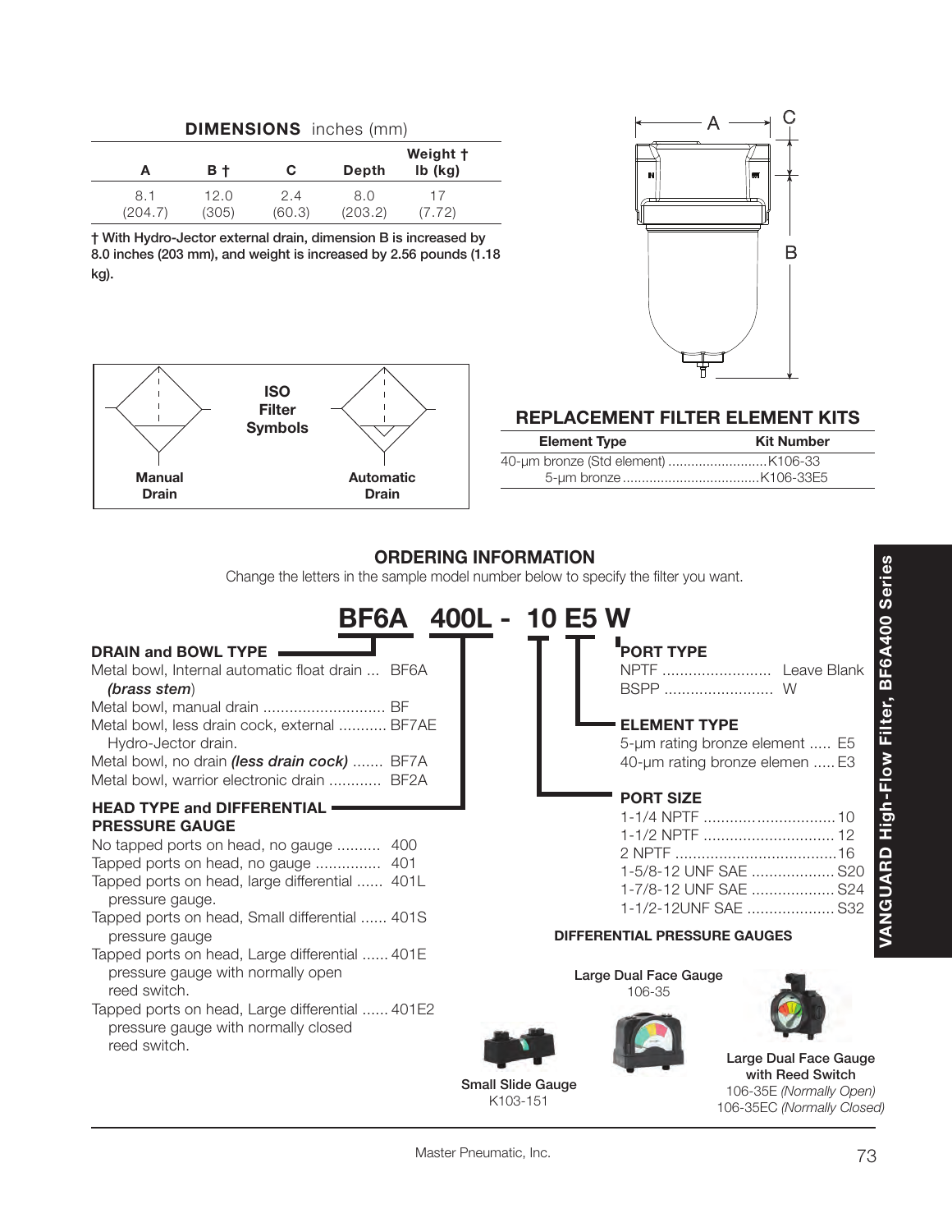## DIMENSIONS inches (mm)

| A | B † | C | Depth | Weight † lb (kg) |
|---|---|---|---|---|
| 8.1 (204.7) | 12.0 (305) | 2.4 (60.3) | 8.0 (203.2) | 17 (7.72) |

**† With Hydro-Jector external drain, dimension B is increased by 8.0 inches (203 mm), and weight is increased by 2.56 pounds (1.18 kg).**

A

C

B

**ISO Filter Symbols**

**Manual Drain**

**Automatic Drain**

## REPLACEMENT FILTER ELEMENT KITS

| Element Type | Kit Number |
|---|---|
| 40-µm bronze (Std element) | K106-33 |
| 5-µm bronze | K106-33E5 |

## ORDERING INFORMATION

Change the letters in the sample model number below to specify the filter you want.

# BF6A 400L - 10 E5 W

### DRAIN and BOWL TYPE

- Metal bowl, Internal automatic float drain *(brass stem)* ... BF6A
- Metal bowl, manual drain ... BF
- Metal bowl, less drain cock, external Hydro-Jector drain. ... BF7AE
- Metal bowl, no drain ***(less drain cock)*** ... BF7A
- Metal bowl, warrior electronic drain ... BF2A

### HEAD TYPE and DIFFERENTIAL PRESSURE GAUGE

- No tapped ports on head, no gauge ... 400
- Tapped ports on head, no gauge ... 401
- Tapped ports on head, large differential pressure gauge. ... 401L
- Tapped ports on head, Small differential pressure gauge ... 401S
- Tapped ports on head, Large differential pressure gauge with normally open reed switch. ... 401E
- Tapped ports on head, Large differential pressure gauge with normally closed reed switch. ... 401E2

### PORT TYPE

- NPTF ... Leave Blank
- BSPP ... W

### ELEMENT TYPE

- 5-µm rating bronze element ... E5
- 40-µm rating bronze elemen ... E3

### PORT SIZE

- 1-1/4 NPTF ... 10
- 1-1/2 NPTF ... 12
- 2 NPTF ... 16
- 1-5/8-12 UNF SAE ... S20
- 1-7/8-12 UNF SAE ... S24
- 1-1/2-12UNF SAE ... S32

### DIFFERENTIAL PRESSURE GAUGES

**Large Dual Face Gauge**
106-35

**Small Slide Gauge**
K103-151

**Large Dual Face Gauge with Reed Switch**
106-35E *(Normally Open)*
106-35EC *(Normally Closed)*